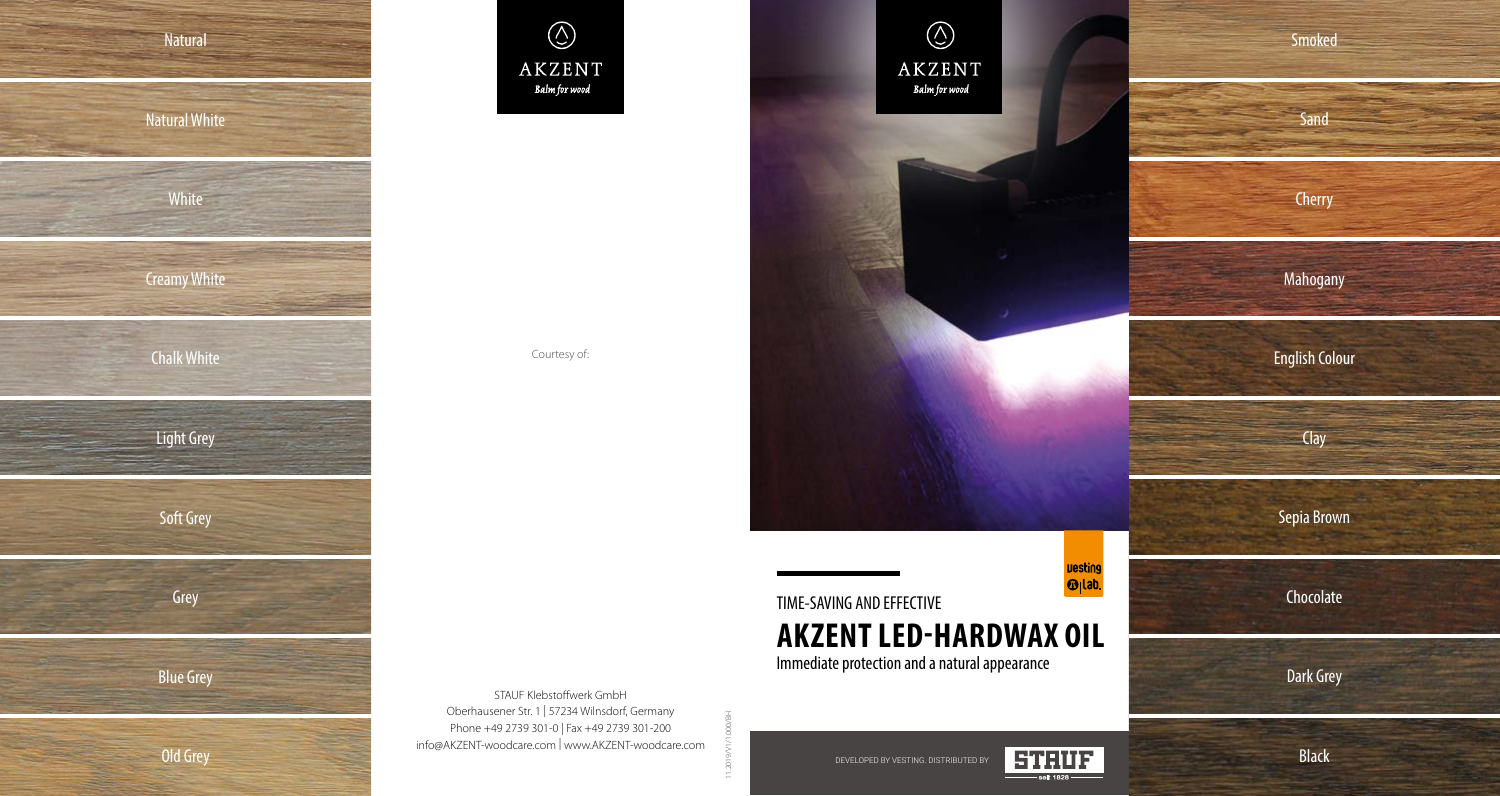Natural

Natural White

White

Creamy White

Chalk White

Light Grey

Soft Grey

Grey

Blue Grey

Old Grey

AKZENT
*Balm for wood*

Courtesy of:

STAUF Klebstoffwerk GmbH
Oberhausener Str. 1 | 57234 Wilnsdorf, Germany
Phone +49 2739 301-0 | Fax +49 2739 301-200
info@AKZENT-woodcare.com | www.AKZENT-woodcare.com

11.2019/V1/1000/BH

AKZENT
*Balm for wood*

vesting lab.

TIME-SAVING AND EFFECTIVE

# AKZENT LED-HARDWAX OIL

Immediate protection and a natural appearance

DEVELOPED BY VESTING. DISTRIBUTED BY STAUF seit 1828

Smoked

Sand

Cherry

Mahogany

English Colour

Clay

Sepia Brown

Chocolate

Dark Grey

Black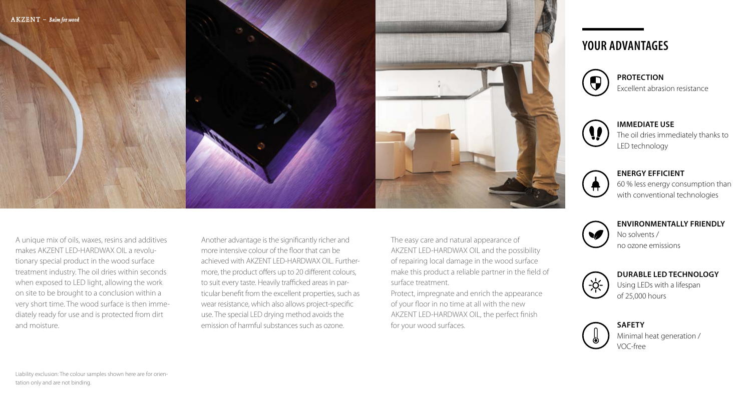AKZENT – *Balm for wood*

A unique mix of oils, waxes, resins and additives makes AKZENT LED-HARDWAX OIL a revolutionary special product in the wood surface treatment industry. The oil dries within seconds when exposed to LED light, allowing the work on site to be brought to a conclusion within a very short time. The wood surface is then immediately ready for use and is protected from dirt and moisture.

Another advantage is the significantly richer and more intensive colour of the floor that can be achieved with AKZENT LED-HARDWAX OIL. Furthermore, the product offers up to 20 different colours, to suit every taste. Heavily trafficked areas in particular benefit from the excellent properties, such as wear resistance, which also allows project-specific use. The special LED drying method avoids the emission of harmful substances such as ozone.

The easy care and natural appearance of AKZENT LED-HARDWAX OIL and the possibility of repairing local damage in the wood surface make this product a reliable partner in the field of surface treatment.

Protect, impregnate and enrich the appearance of your floor in no time at all with the new AKZENT LED-HARDWAX OIL, the perfect finish for your wood surfaces.

Liability exclusion: The colour samples shown here are for orientation only and are not binding.

## YOUR ADVANTAGES

**PROTECTION**
Excellent abrasion resistance

**IMMEDIATE USE**
The oil dries immediately thanks to LED technology

**ENERGY EFFICIENT**
60 % less energy consumption than with conventional technologies

**ENVIRONMENTALLY FRIENDLY**
No solvents / no ozone emissions

**DURABLE LED TECHNOLOGY**
Using LEDs with a lifespan of 25,000 hours

**SAFETY**
Minimal heat generation / VOC-free